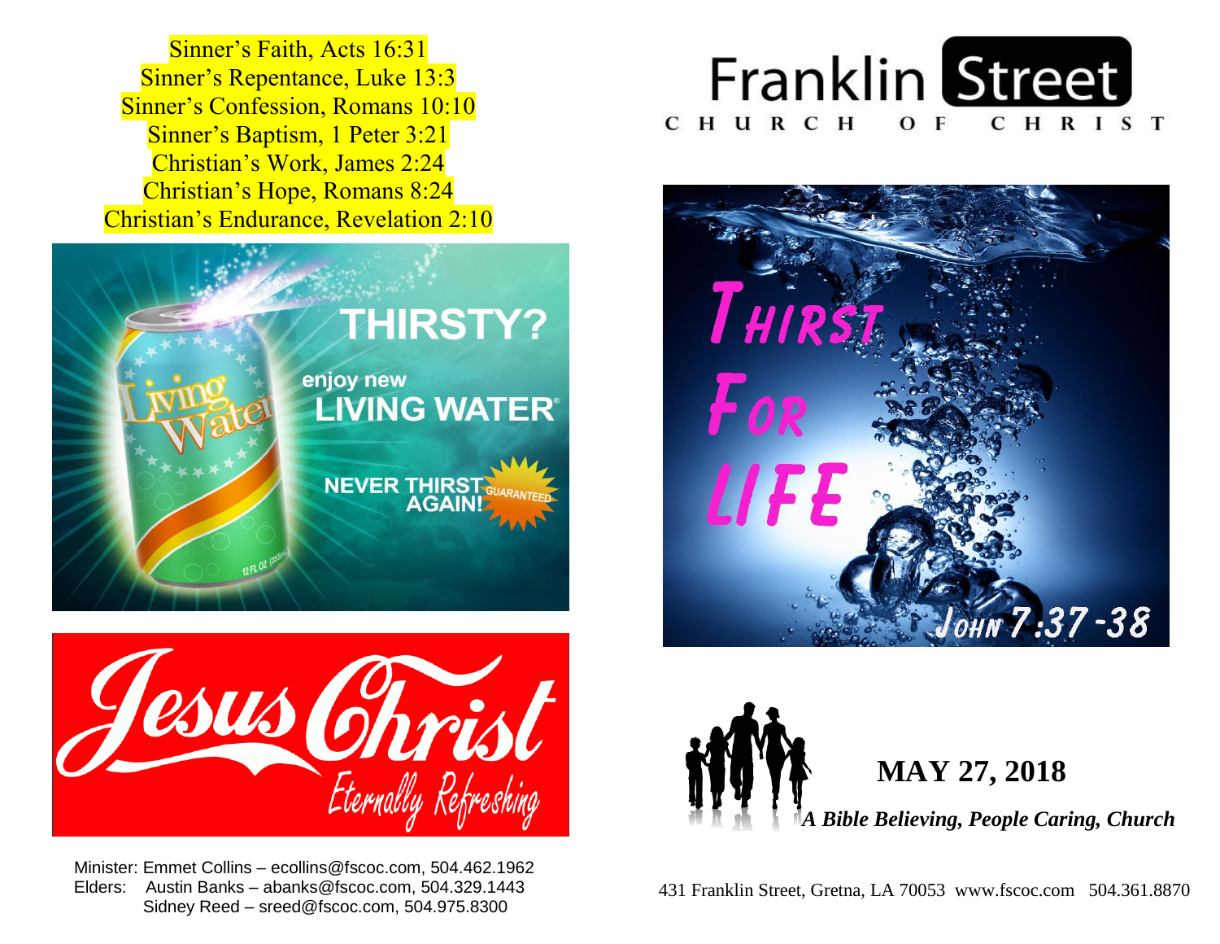Sinner's Faith, Acts 16:31
Sinner's Repentance, Luke 13:3
Sinner's Confession, Romans 10:10
Sinner's Baptism, 1 Peter 3:21
Christian's Work, James 2:24
Christian's Hope, Romans 8:24
Christian's Endurance, Revelation 2:10

THIRSTY?

enjoy new LIVING WATER®

NEVER THIRST AGAIN! GUARANTEED

Jesus Christ

Eternally Refreshing

Minister: Emmet Collins – ecollins@fscoc.com, 504.462.1962
Elders: Austin Banks – abanks@fscoc.com, 504.329.1443
Sidney Reed – sreed@fscoc.com, 504.975.8300

# Franklin Street

CHURCH OF CHRIST

## Thirst For Life

John 7:37-38

## MAY 27, 2018

*A Bible Believing, People Caring, Church*

431 Franklin Street, Gretna, LA 70053 www.fscoc.com 504.361.8870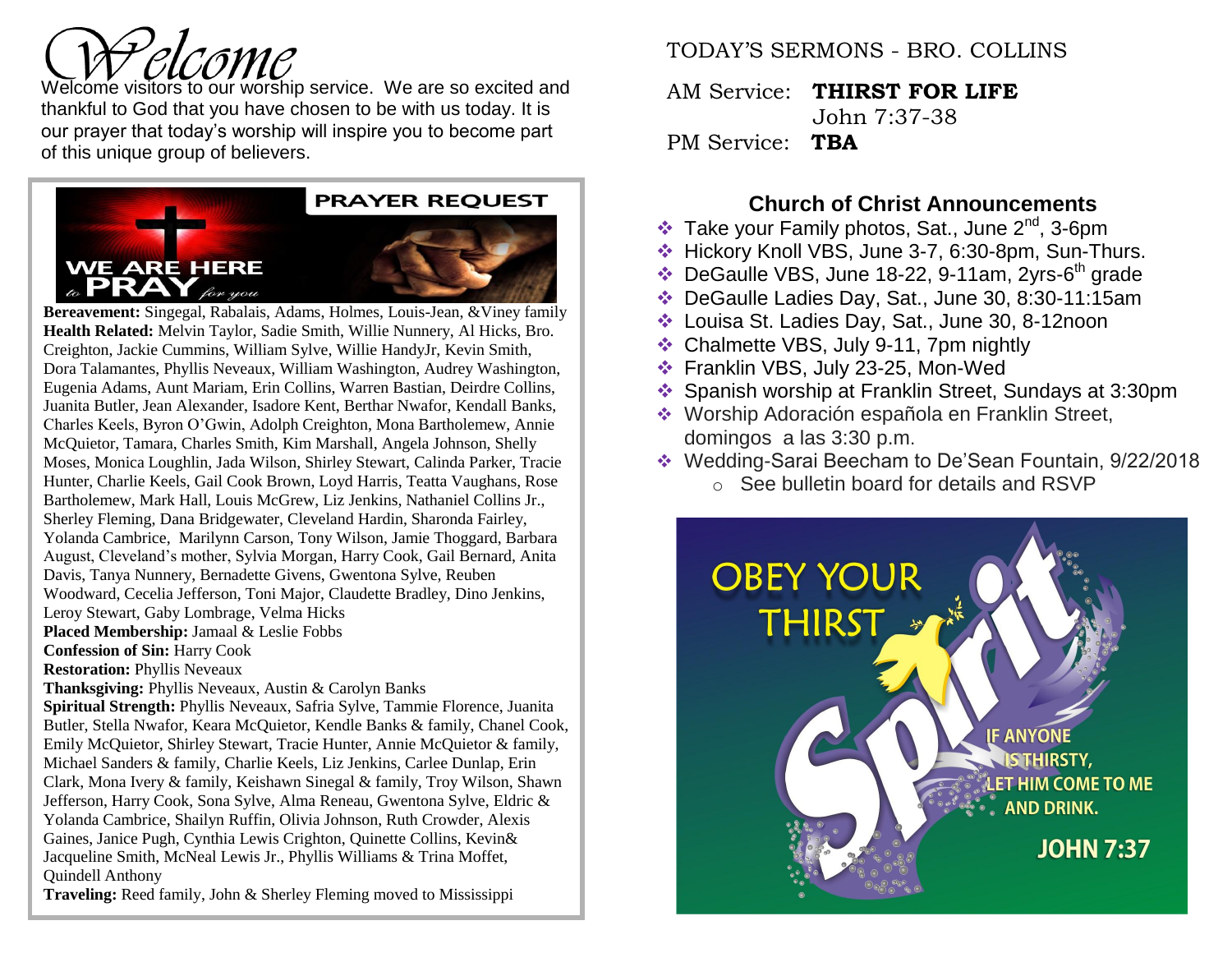# Welcome

Welcome visitors to our worship service. We are so excited and thankful to God that you have chosen to be with us today. It is our prayer that today's worship will inspire you to become part of this unique group of believers.

## PRAYER REQUEST

WE ARE HERE *to* PRAY *for you*

**Bereavement:** Singegal, Rabalais, Adams, Holmes, Louis-Jean, &Viney family

**Health Related:** Melvin Taylor, Sadie Smith, Willie Nunnery, Al Hicks, Bro. Creighton, Jackie Cummins, William Sylve, Willie HandyJr, Kevin Smith, Dora Talamantes, Phyllis Neveaux, William Washington, Audrey Washington, Eugenia Adams, Aunt Mariam, Erin Collins, Warren Bastian, Deirdre Collins, Juanita Butler, Jean Alexander, Isadore Kent, Berthar Nwafor, Kendall Banks, Charles Keels, Byron O'Gwin, Adolph Creighton, Mona Bartholemew, Annie McQuietor, Tamara, Charles Smith, Kim Marshall, Angela Johnson, Shelly Moses, Monica Loughlin, Jada Wilson, Shirley Stewart, Calinda Parker, Tracie Hunter, Charlie Keels, Gail Cook Brown, Loyd Harris, Teatta Vaughans, Rose Bartholemew, Mark Hall, Louis McGrew, Liz Jenkins, Nathaniel Collins Jr., Sherley Fleming, Dana Bridgewater, Cleveland Hardin, Sharonda Fairley, Yolanda Cambrice, Marilynn Carson, Tony Wilson, Jamie Thoggard, Barbara August, Cleveland's mother, Sylvia Morgan, Harry Cook, Gail Bernard, Anita Davis, Tanya Nunnery, Bernadette Givens, Gwentona Sylve, Reuben Woodward, Cecelia Jefferson, Toni Major, Claudette Bradley, Dino Jenkins, Leroy Stewart, Gaby Lombrage, Velma Hicks

**Placed Membership:** Jamaal & Leslie Fobbs

**Confession of Sin:** Harry Cook

**Restoration:** Phyllis Neveaux

**Thanksgiving:** Phyllis Neveaux, Austin & Carolyn Banks

**Spiritual Strength:** Phyllis Neveaux, Safria Sylve, Tammie Florence, Juanita Butler, Stella Nwafor, Keara McQuietor, Kendle Banks & family, Chanel Cook, Emily McQuietor, Shirley Stewart, Tracie Hunter, Annie McQuietor & family, Michael Sanders & family, Charlie Keels, Liz Jenkins, Carlee Dunlap, Erin Clark, Mona Ivery & family, Keishawn Sinegal & family, Troy Wilson, Shawn Jefferson, Harry Cook, Sona Sylve, Alma Reneau, Gwentona Sylve, Eldric & Yolanda Cambrice, Shailyn Ruffin, Olivia Johnson, Ruth Crowder, Alexis Gaines, Janice Pugh, Cynthia Lewis Crighton, Quinette Collins, Kevin& Jacqueline Smith, McNeal Lewis Jr., Phyllis Williams & Trina Moffet, Quindell Anthony

**Traveling:** Reed family, John & Sherley Fleming moved to Mississippi

## TODAY'S SERMONS - BRO. COLLINS

AM Service: **THIRST FOR LIFE**
John 7:37-38

PM Service: **TBA**

## Church of Christ Announcements

- Take your Family photos, Sat., June 2nd, 3-6pm
- Hickory Knoll VBS, June 3-7, 6:30-8pm, Sun-Thurs.
- DeGaulle VBS, June 18-22, 9-11am, 2yrs-6th grade
- DeGaulle Ladies Day, Sat., June 30, 8:30-11:15am
- Louisa St. Ladies Day, Sat., June 30, 8-12noon
- Chalmette VBS, July 9-11, 7pm nightly
- Franklin VBS, July 23-25, Mon-Wed
- Spanish worship at Franklin Street, Sundays at 3:30pm
- Worship Adoración española en Franklin Street, domingos a las 3:30 p.m.
- Wedding-Sarai Beecham to De'Sean Fountain, 9/22/2018
  - See bulletin board for details and RSVP

OBEY YOUR THIRST

Spirit

IF ANYONE IS THIRSTY, LET HIM COME TO ME AND DRINK.

JOHN 7:37